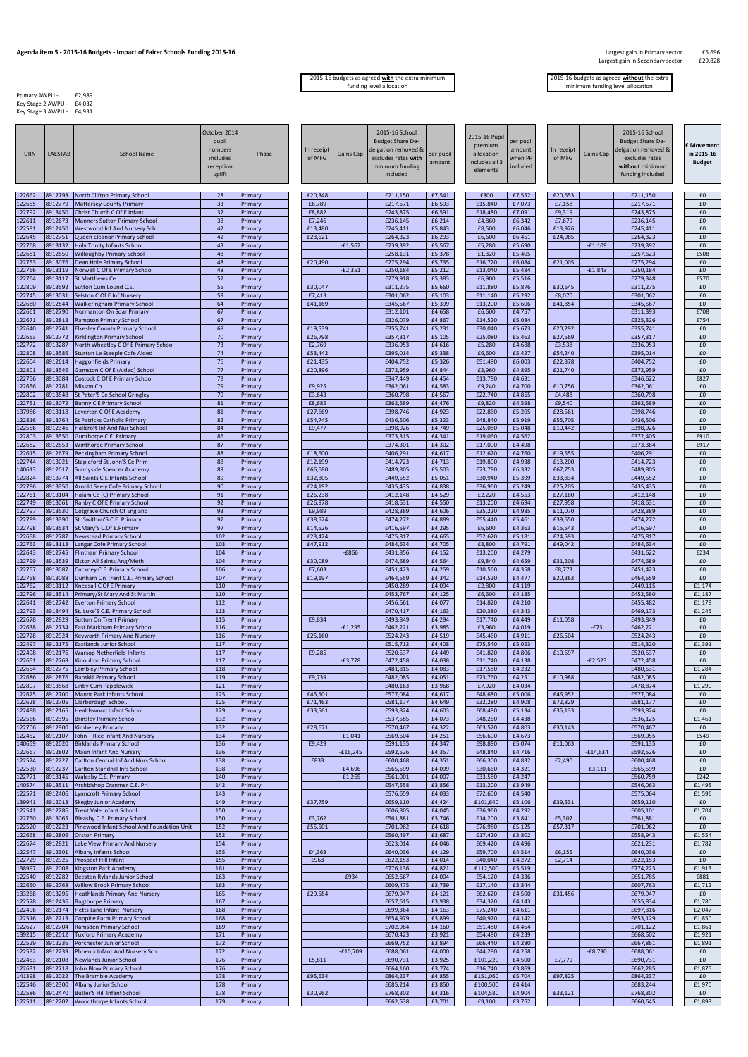**Agenda item 5 - 2015-16 Budgets - Impact of Fairer Schools Funding 2015-16**

Largest gain in Primary sector £5,696
Largest gain in Secondary sector £29,828

Primary AWPU - £2,989
Key Stage 2 AWPU - £4,032
Key Stage 3 AWPU - £4,931

| URN | LAESTAB | School Name | October 2014 pupil numbers includes reception uplift | Phase | 2015-16 budgets as agreed **with** the extra minimum funding level allocation: In receipt of MFG | Gains Cap | 2015-16 School Budget Share De-delgation removed & excludes rates **with** minimum funding included | per pupil amount | 2015-16 Pupil premium allocation includes all 3 elements | per pupil amount when PP included | 2015-16 budgets as agreed **without** the extra minimum funding level allocation: In receipt of MFG | Gains Cap | 2015-16 School Budget Share De-delgation removed & excludes rates **without** minimum funding included | £ Movement in 2015-16 Budget |
|---|---|---|---|---|---|---|---|---|---|---|---|---|---|---|
| 122662 | 8912793 | North Clifton Primary School | 28 | Primary | £20,348 | | £211,150 | £7,541 | £300 | £7,552 | £20,653 | | £211,150 | £0 |
| 122655 | 8912779 | Mattersey County Primary | 33 | Primary | £6,789 | | £217,571 | £6,593 | £15,840 | £7,073 | £7,158 | | £217,571 | £0 |
| 122792 | 8913450 | Christ Church C Of E Infant | 37 | Primary | £8,882 | | £243,875 | £6,591 | £18,480 | £7,091 | £9,319 | | £243,875 | £0 |
| 122611 | 8912673 | Manners Sutton Primary School | 38 | Primary | £7,246 | | £236,145 | £6,214 | £4,860 | £6,342 | £7,679 | | £236,145 | £0 |
| 122581 | 8912450 | Westwood Inf And Nursery Sch | 42 | Primary | £13,480 | | £245,411 | £5,843 | £8,500 | £6,046 | £13,926 | | £245,411 | £0 |
| 122645 | 8912751 | Queen Eleanor Primary School | 42 | Primary | £23,621 | | £264,323 | £6,293 | £6,600 | £6,451 | £24,085 | | £264,323 | £0 |
| 122768 | 8913132 | Holy Trinity Infants School | 43 | Primary | | -£1,562 | £239,392 | £5,567 | £5,280 | £5,690 | | -£1,109 | £239,392 | £0 |
| 122681 | 8912850 | Willoughby Primary School | 48 | Primary | | | £258,131 | £5,378 | £1,320 | £5,405 | | | £257,623 | £508 |
| 122753 | 8913076 | Dean Hole Primary School | 48 | Primary | £20,490 | | £275,294 | £5,735 | £16,720 | £6,084 | £21,005 | | £275,294 | £0 |
| 122766 | 8913119 | Norwell C Of E Primary School | 48 | Primary | | -£2,351 | £250,184 | £5,212 | £13,040 | £5,484 | | -£1,843 | £250,184 | £0 |
| 122764 | 8913117 | St Matthews Ce | 52 | Primary | | | £279,918 | £5,383 | £6,900 | £5,516 | | | £279,348 | £570 |
| 122809 | 8913592 | Sutton Cum Lound C.E. | 55 | Primary | £30,047 | | £311,275 | £5,660 | £11,880 | £5,876 | £30,645 | | £311,275 | £0 |
| 122745 | 8913031 | Selston C Of E Inf Nursery | 59 | Primary | £7,413 | | £301,062 | £5,103 | £11,140 | £5,292 | £8,070 | | £301,062 | £0 |
| 122680 | 8912844 | Walkeringham Primary School | 64 | Primary | £41,169 | | £345,567 | £5,399 | £13,200 | £5,606 | £41,854 | | £345,567 | £0 |
| 122661 | 8912790 | Normanton On Soar Primary | 67 | Primary | | | £312,101 | £4,658 | £6,600 | £4,757 | | | £311,393 | £708 |
| 122671 | 8912813 | Rampton Primary School | 67 | Primary | | | £326,079 | £4,867 | £14,520 | £5,084 | | | £325,326 | £754 |
| 122640 | 8912741 | Elkesley County Primary School | 68 | Primary | £19,539 | | £355,741 | £5,231 | £30,040 | £5,673 | £20,292 | | £355,741 | £0 |
| 122653 | 8912772 | Kirklington Primary School | 70 | Primary | £26,798 | | £357,317 | £5,105 | £25,080 | £5,463 | £27,569 | | £357,317 | £0 |
| 122772 | 8913287 | North Wheatley C Of E Primary School | 73 | Primary | £2,769 | | £336,953 | £4,616 | £5,280 | £4,688 | £3,538 | | £336,953 | £0 |
| 122808 | 8913586 | Sturton Le Steeple Cofe Aided | 74 | Primary | £53,442 | | £395,014 | £5,338 | £6,600 | £5,427 | £54,240 | | £395,014 | £0 |
| 122604 | 8912614 | Haggonfields Primary | 76 | Primary | £21,435 | | £404,752 | £5,326 | £51,480 | £6,003 | £22,378 | | £404,752 | £0 |
| 122801 | 8913546 | Gamston C Of E (Aided) School | 77 | Primary | £20,896 | | £372,959 | £4,844 | £3,960 | £4,895 | £21,740 | | £372,959 | £0 |
| 122756 | 8913084 | Costock C Of E Primary School | 78 | Primary | | | £347,449 | £4,454 | £13,780 | £4,631 | | | £346,622 | £827 |
| 122656 | 8912781 | Misson Cp | 79 | Primary | £9,925 | | £362,061 | £4,583 | £9,240 | £4,700 | £10,756 | | £362,061 | £0 |
| 122802 | 8913548 | St Peter'S Ce School Gringley | 79 | Primary | £3,643 | | £360,798 | £4,567 | £22,740 | £4,855 | £4,488 | | £360,798 | £0 |
| 122751 | 8913072 | Bunny C E Primary School | 81 | Primary | £8,685 | | £362,589 | £4,476 | £9,820 | £4,598 | £9,540 | | £362,589 | £0 |
| 137986 | 8913118 | Leverton C Of E Academy | 81 | Primary | £27,669 | | £398,746 | £4,923 | £22,860 | £5,205 | £28,561 | | £398,746 | £0 |
| 122816 | 8913764 | St Patricks Catholic Primary | 82 | Primary | £54,745 | | £436,506 | £5,323 | £48,840 | £5,919 | £55,705 | | £436,506 | £0 |
| 122556 | 8912346 | Hallcroft Inf And Nur School | 84 | Primary | £9,477 | | £398,926 | £4,749 | £25,080 | £5,048 | £10,442 | | £398,926 | £0 |
| 122803 | 8913550 | Gunthorpe C.E. Primary | 86 | Primary | | | £373,315 | £4,341 | £19,060 | £4,562 | | | £372,405 | £910 |
| 122682 | 8912853 | Winthorpe Primary School | 87 | Primary | | | £374,301 | £4,302 | £17,000 | £4,498 | | | £373,384 | £917 |
| 122615 | 8912679 | Beckingham Primary School | 88 | Primary | £18,600 | | £406,291 | £4,617 | £12,620 | £4,760 | £19,555 | | £406,291 | £0 |
| 122744 | 8913021 | Stapleford St John'S Ce Prim | 88 | Primary | £12,199 | | £414,723 | £4,713 | £19,800 | £4,938 | £13,200 | | £414,723 | £0 |
| 140613 | 8912017 | Sunnyside Spencer Academy | 89 | Primary | £66,680 | | £489,805 | £5,503 | £73,780 | £6,332 | £67,753 | | £489,805 | £0 |
| 122824 | 8913774 | All Saints C.E.Infants School | 89 | Primary | £32,805 | | £449,552 | £5,051 | £30,940 | £5,399 | £33,834 | | £449,552 | £0 |
| 122786 | 8913350 | Arnold Seely Cofe Primary School | 90 | Primary | £24,192 | | £435,435 | £4,838 | £36,960 | £5,249 | £25,205 | | £435,435 | £0 |
| 122761 | 8913104 | Halam Ce (C) Primary School | 91 | Primary | £26,238 | | £412,148 | £4,529 | £2,220 | £4,553 | £27,180 | | £412,148 | £0 |
| 122749 | 8913061 | Ranby C Of E Primary School | 92 | Primary | £26,978 | | £418,631 | £4,550 | £13,200 | £4,694 | £27,958 | | £418,631 | £0 |
| 122797 | 8913530 | Cotgrave Church Of England | 93 | Primary | £9,989 | | £428,389 | £4,606 | £35,220 | £4,985 | £11,070 | | £428,389 | £0 |
| 122789 | 8913390 | St. Swithun'S C.E. Primary | 97 | Primary | £38,524 | | £474,272 | £4,889 | £55,440 | £5,461 | £39,650 | | £474,272 | £0 |
| 122798 | 8913534 | St.Mary'S C.Of E.Primary | 97 | Primary | £14,526 | | £416,597 | £4,295 | £6,600 | £4,363 | £15,543 | | £416,597 | £0 |
| 122658 | 8912787 | Newstead Primary School | 102 | Primary | £23,424 | | £475,817 | £4,665 | £52,620 | £5,181 | £24,593 | | £475,817 | £0 |
| 122763 | 8913113 | Langar Cofe Primary School | 103 | Primary | £47,912 | | £484,634 | £4,705 | £8,800 | £4,791 | £49,042 | | £484,634 | £0 |
| 122643 | 8912745 | Flintham Primary School | 104 | Primary | | -£866 | £431,856 | £4,152 | £13,200 | £4,279 | | | £431,622 | £234 |
| 122799 | 8913539 | Elston All Saints Ang/Meth | 104 | Primary | £30,089 | | £474,689 | £4,564 | £9,840 | £4,659 | £31,208 | | £474,689 | £0 |
| 122757 | 8913087 | Cuckney C.E. Primary School | 106 | Primary | £7,603 | | £451,423 | £4,259 | £10,560 | £4,358 | £8,773 | | £451,423 | £0 |
| 122758 | 8913088 | Dunham On Trent C.E. Primary School | 107 | Primary | £19,197 | | £464,559 | £4,342 | £14,520 | £4,477 | £20,363 | | £464,559 | £0 |
| 122762 | 8913112 | Kneesall C Of E Primary | 110 | Primary | | | £450,289 | £4,094 | £2,800 | £4,119 | | | £449,115 | £1,174 |
| 122796 | 8913514 | Primary/St Mary And St Martin | 110 | Primary | | | £453,767 | £4,125 | £6,600 | £4,185 | | | £452,580 | £1,187 |
| 122641 | 8912742 | Everton Primary School | 112 | Primary | | | £456,661 | £4,077 | £14,820 | £4,210 | | | £455,482 | £1,179 |
| 122793 | 8913494 | St. Luke'S C.E. Primary School | 113 | Primary | | | £470,417 | £4,163 | £20,380 | £4,343 | | | £469,173 | £1,245 |
| 122678 | 8912829 | Sutton On Trent Primary | 115 | Primary | £9,834 | | £493,849 | £4,294 | £17,740 | £4,449 | £11,058 | | £493,849 | £0 |
| 122638 | 8912734 | East Markham Primary School | 116 | Primary | | -£1,295 | £462,221 | £3,985 | £3,960 | £4,019 | | -£73 | £462,221 | £0 |
| 122728 | 8912924 | Keyworth Primary And Nursery | 116 | Primary | £25,160 | | £524,243 | £4,519 | £45,460 | £4,911 | £26,504 | | £524,243 | £0 |
| 122497 | 8912175 | Eastlands Junior School | 117 | Primary | | | £515,712 | £4,408 | £75,540 | £5,053 | | | £514,320 | £1,391 |
| 122498 | 8912176 | Warsop Netherfield Infants | 117 | Primary | £9,285 | | £520,537 | £4,449 | £41,820 | £4,806 | £10,697 | | £520,537 | £0 |
| 122651 | 8912769 | Kinoulton Primary School | 117 | Primary | | -£3,778 | £472,458 | £4,038 | £11,740 | £4,138 | | -£2,523 | £472,458 | £0 |
| 122654 | 8912775 | Lambley Primary School | 118 | Primary | | | £481,815 | £4,083 | £17,580 | £4,232 | | | £480,531 | £1,284 |
| 122686 | 8912876 | Ranskill Primary School | 119 | Primary | £9,739 | | £482,085 | £4,051 | £23,760 | £4,251 | £10,988 | | £482,085 | £0 |
| 122807 | 8913568 | Linby Cum Papplewick | 121 | Primary | | | £480,163 | £3,968 | £7,920 | £4,034 | | | £478,874 | £1,290 |
| 122625 | 8912700 | Manor Park Infants School | 125 | Primary | £45,501 | | £577,084 | £4,617 | £48,680 | £5,006 | £46,952 | | £577,084 | £0 |
| 122628 | 8912705 | Clarborough School. | 125 | Primary | £71,463 | | £581,177 | £4,649 | £32,280 | £4,908 | £72,829 | | £581,177 | £0 |
| 122488 | 8912165 | Healdswood Infant School | 129 | Primary | £33,561 | | £593,824 | £4,603 | £68,480 | £5,134 | £35,133 | | £593,824 | £0 |
| 122566 | 8912395 | Brinsley Primary School | 132 | Primary | | | £537,585 | £4,073 | £48,260 | £4,438 | | | £536,125 | £1,461 |
| 122706 | 8912900 | Kimberley Primary | 132 | Primary | £28,671 | | £570,467 | £4,322 | £63,520 | £4,803 | £30,143 | | £570,467 | £0 |
| 122452 | 8912107 | John T Rice Infant And Nursery | 134 | Primary | | -£1,041 | £569,604 | £4,251 | £56,600 | £4,673 | | | £569,055 | £549 |
| 140659 | 8912020 | Birklands Primary School | 136 | Primary | £9,429 | | £591,135 | £4,347 | £98,880 | £5,074 | £11,063 | | £591,135 | £0 |
| 122667 | 8912802 | Maun Infant And Nursery | 136 | Primary | | -£16,245 | £592,526 | £4,357 | £48,840 | £4,716 | | -£14,634 | £592,526 | £0 |
| 122524 | 8912227 | Carlton Central Inf And Nurs School | 138 | Primary | £833 | | £600,468 | £4,351 | £66,300 | £4,832 | £2,490 | | £600,468 | £0 |
| 122530 | 8912237 | Carlton Standhill Infs School | 138 | Primary | | -£4,696 | £565,599 | £4,099 | £30,660 | £4,321 | | -£3,111 | £565,599 | £0 |
| 122771 | 8913145 | Walesby C.E. Primary | 140 | Primary | | -£1,265 | £561,001 | £4,007 | £33,580 | £4,247 | | | £560,759 | £242 |
| 140574 | 8913511 | Archbishop Cranmer C.E. Pri | 142 | Primary | | | £547,558 | £3,856 | £13,200 | £3,949 | | | £546,063 | £1,495 |
| 122571 | 8912406 | Lynncroft Primary School | 143 | Primary | | | £576,659 | £4,033 | £72,600 | £4,540 | | | £575,064 | £1,596 |
| 139941 | 8912013 | Skegby Junior Academy | 149 | Primary | £37,759 | | £659,110 | £4,424 | £101,640 | £5,106 | £39,531 | | £659,110 | £0 |
| 122541 | 8912286 | Trent Vale Infant School | 150 | Primary | | | £606,805 | £4,045 | £36,960 | £4,292 | | | £605,101 | £1,704 |
| 122750 | 8913065 | Bleasby C.E. Primary School | 150 | Primary | £3,762 | | £561,881 | £3,746 | £14,200 | £3,841 | £5,307 | | £561,881 | £0 |
| 122520 | 8912223 | Pinewood Infant School And Foundation Unit | 152 | Primary | £55,501 | | £701,962 | £4,618 | £76,980 | £5,125 | £57,317 | | £701,962 | £0 |
| 122668 | 8912806 | Orston Primary | 152 | Primary | | | £560,497 | £3,687 | £17,420 | £3,802 | | | £558,943 | £1,554 |
| 122674 | 8912821 | Lake View Primary And Nursery | 154 | Primary | | | £623,014 | £4,046 | £69,420 | £4,496 | | | £621,231 | £1,782 |
| 122547 | 8912301 | Albany Infants School | 155 | Primary | £4,363 | | £640,036 | £4,129 | £59,700 | £4,514 | £6,155 | | £640,036 | £0 |
| 122729 | 8912925 | Prospect Hill Infant | 155 | Primary | £963 | | £622,153 | £4,014 | £40,040 | £4,272 | £2,714 | | £622,153 | £0 |
| 138997 | 8912008 | Kingston Park Academy | 161 | Primary | | | £776,136 | £4,821 | £112,500 | £5,519 | | | £774,223 | £1,913 |
| 122540 | 8912282 | Beeston Rylands Junior School | 163 | Primary | | -£934 | £652,667 | £4,004 | £54,120 | £4,336 | | | £651,785 | £881 |
| 122650 | 8912768 | Willow Brook Primary School | 163 | Primary | | | £609,475 | £3,739 | £17,140 | £3,844 | | | £607,763 | £1,712 |
| 133268 | 8913295 | Heathlands Primary And Nursery | 165 | Primary | £29,584 | | £679,947 | £4,121 | £62,620 | £4,500 | £31,456 | | £679,947 | £0 |
| 122578 | 8912436 | Bagthorpe Primary | 167 | Primary | | | £657,615 | £3,938 | £34,320 | £4,143 | | | £655,834 | £1,780 |
| 122496 | 8912174 | Hetts Lane Infant Nursery | 168 | Primary | | | £699,364 | £4,163 | £75,240 | £4,611 | | | £697,316 | £2,047 |
| 122516 | 8912213 | Coppice Farm Primary School | 168 | Primary | | | £654,979 | £3,899 | £40,920 | £4,142 | | | £653,129 | £1,850 |
| 122627 | 8912704 | Ramsden Primary School | 169 | Primary | | | £702,984 | £4,160 | £51,480 | £4,464 | | | £701,122 | £1,861 |
| 139215 | 8912012 | Tuxford Primary Academy | 171 | Primary | | | £670,423 | £3,921 | £54,480 | £4,239 | | | £668,502 | £1,921 |
| 122529 | 8912236 | Porchester Junior School | 172 | Primary | | | £669,752 | £3,894 | £66,440 | £4,280 | | | £667,861 | £1,891 |
| 122532 | 8912239 | Phoenix Infant And Nursery Sch | 172 | Primary | | -£10,709 | £688,061 | £4,000 | £44,280 | £4,258 | | -£8,730 | £688,061 | £0 |
| 122453 | 8912108 | Newlands Junior School | 176 | Primary | £5,811 | | £690,731 | £3,925 | £101,220 | £4,500 | £7,779 | | £690,731 | £0 |
| 122631 | 8912718 | John Blow Primary School | 176 | Primary | | | £664,160 | £3,774 | £16,740 | £3,869 | | | £662,285 | £1,875 |
| 141398 | 8912022 | The Bramble Academy | 178 | Primary | £95,634 | | £864,237 | £4,855 | £151,060 | £5,704 | £97,825 | | £864,237 | £0 |
| 122546 | 8912300 | Albany Junior School | 178 | Primary | | | £685,214 | £3,850 | £100,500 | £4,414 | | | £683,244 | £1,970 |
| 122586 | 8912470 | Butler'S Hill Infant School | 178 | Primary | £30,962 | | £768,302 | £4,316 | £104,580 | £4,904 | £33,121 | | £768,302 | £0 |
| 122511 | 8912202 | Woodthorpe Infants School | 179 | Primary | | | £662,538 | £3,701 | £9,100 | £3,752 | | | £660,645 | £1,893 |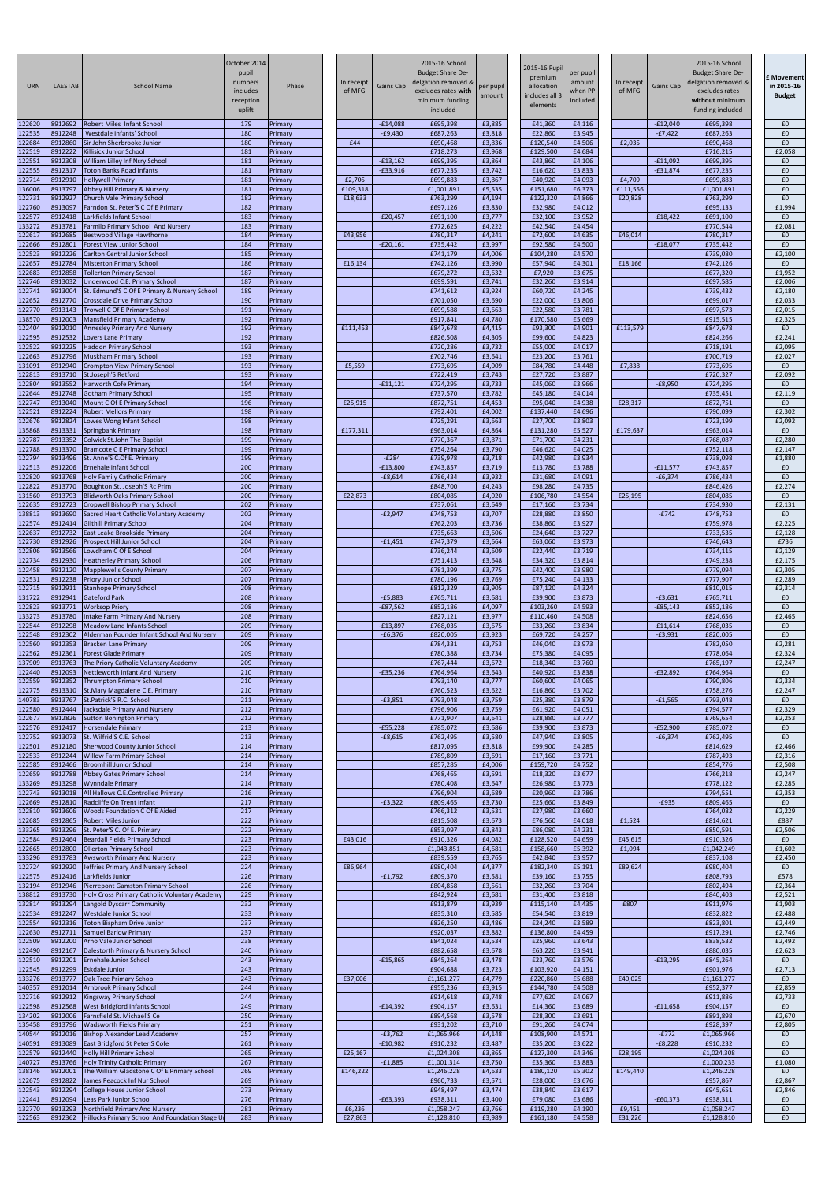| URN | LAESTAB | School Name | October 2014 pupil numbers includes reception uplift | Phase | In receipt of MFG | Gains Cap | 2015-16 School Budget Share De-delgation removed & excludes rates with minimum funding included | per pupil amount | 2015-16 Pupil premium allocation includes all 3 elements | per pupil amount when PP included | In receipt of MFG | Gains Cap | 2015-16 School Budget Share De-delgation removed & excludes rates without minimum funding included | £ Movement in 2015-16 Budget |
|---|---|---|---|---|---|---|---|---|---|---|---|---|---|---|
| 122620 | 8912692 | Robert Miles Infant School | 179 | Primary | | -£14,088 | £695,398 | £3,885 | £41,360 | £4,116 | | -£12,040 | £695,398 | £0 |
| 122535 | 8912248 | Westdale Infants' School | 180 | Primary | | -£9,430 | £687,263 | £3,818 | £22,860 | £3,945 | | -£7,422 | £687,263 | £0 |
| 122684 | 8912860 | Sir John Sherbrooke Junior | 180 | Primary | £44 | | £690,468 | £3,836 | £120,540 | £4,506 | £2,035 | | £690,468 | £0 |
| 122519 | 8912222 | Killisick Junior School | 181 | Primary | | | £718,273 | £3,968 | £129,500 | £4,684 | | | £716,215 | £2,058 |
| 122551 | 8912308 | William Lilley Inf Nsry School | 181 | Primary | | -£13,162 | £699,395 | £3,864 | £43,860 | £4,106 | | -£11,092 | £699,395 | £0 |
| 122555 | 8912317 | Toton Banks Road Infants | 181 | Primary | | -£33,916 | £677,235 | £3,742 | £16,620 | £3,833 | | -£31,874 | £677,235 | £0 |
| 122714 | 8912910 | Hollywell Primary | 181 | Primary | £2,706 | | £699,883 | £3,867 | £40,920 | £4,093 | £4,709 | | £699,883 | £0 |
| 136006 | 8913797 | Abbey Hill Primary & Nursery | 181 | Primary | £109,318 | | £1,001,891 | £5,535 | £151,680 | £6,373 | £111,556 | | £1,001,891 | £0 |
| 122731 | 8912927 | Church Vale Primary School | 182 | Primary | £18,633 | | £763,299 | £4,194 | £122,320 | £4,866 | £20,828 | | £763,299 | £0 |
| 122760 | 8913097 | Farndon St. Peter'S C Of E Primary | 182 | Primary | | | £697,126 | £3,830 | £32,980 | £4,012 | | | £695,133 | £1,994 |
| 122577 | 8912418 | Larkfields Infant School | 183 | Primary | | -£20,457 | £691,100 | £3,777 | £32,100 | £3,952 | | -£18,422 | £691,100 | £0 |
| 133272 | 8913781 | Farmilo Primary School And Nursery | 183 | Primary | | | £772,625 | £4,222 | £42,540 | £4,454 | | | £770,544 | £2,081 |
| 122617 | 8912685 | Bestwood Village Hawthorne | 184 | Primary | £43,956 | | £780,317 | £4,241 | £72,600 | £4,635 | £46,014 | | £780,317 | £0 |
| 122666 | 8912801 | Forest View Junior School | 184 | Primary | | -£20,161 | £735,442 | £3,997 | £92,580 | £4,500 | | -£18,077 | £735,442 | £0 |
| 122523 | 8912226 | Carlton Central Junior School | 185 | Primary | | | £741,179 | £4,006 | £104,280 | £4,570 | | | £739,080 | £2,100 |
| 122657 | 8912784 | Misterton Primary School | 186 | Primary | £16,134 | | £742,126 | £3,990 | £57,940 | £4,301 | £18,166 | | £742,126 | £0 |
| 122683 | 8912858 | Tollerton Primary School | 187 | Primary | | | £679,272 | £3,632 | £7,920 | £3,675 | | | £677,320 | £1,952 |
| 122746 | 8913032 | Underwood C.E. Primary School | 187 | Primary | | | £699,591 | £3,741 | £32,260 | £3,914 | | | £697,585 | £2,006 |
| 122741 | 8913004 | St. Edmund'S C Of E Primary & Nursery School | 189 | Primary | | | £741,612 | £3,924 | £60,720 | £4,245 | | | £739,432 | £2,180 |
| 122652 | 8912770 | Crossdale Drive Primary School | 190 | Primary | | | £701,050 | £3,690 | £22,000 | £3,806 | | | £699,017 | £2,033 |
| 122770 | 8913143 | Trowell C Of E Primary School | 191 | Primary | | | £699,588 | £3,663 | £22,580 | £3,781 | | | £697,573 | £2,015 |
| 138570 | 8912003 | Mansfield Primary Academy | 192 | Primary | | | £917,841 | £4,780 | £170,580 | £5,669 | | | £915,515 | £2,325 |
| 122404 | 8912010 | Annesley Primary And Nursery | 192 | Primary | £111,453 | | £847,678 | £4,415 | £93,300 | £4,901 | £113,579 | | £847,678 | £0 |
| 122595 | 8912532 | Lovers Lane Primary | 192 | Primary | | | £826,508 | £4,305 | £99,600 | £4,823 | | | £824,266 | £2,241 |
| 122522 | 8912225 | Haddon Primary School | 193 | Primary | | | £720,286 | £3,732 | £55,000 | £4,017 | | | £718,191 | £2,095 |
| 122663 | 8912796 | Muskham Primary School | 193 | Primary | | | £702,746 | £3,641 | £23,200 | £3,761 | | | £700,719 | £2,027 |
| 131091 | 8912940 | Crompton View Primary School | 193 | Primary | £5,559 | | £773,695 | £4,009 | £84,780 | £4,448 | £7,838 | | £773,695 | £0 |
| 122813 | 8913710 | St.Joseph'S Retford | 193 | Primary | | | £722,419 | £3,743 | £27,720 | £3,887 | | | £720,327 | £2,092 |
| 122804 | 8913552 | Harworth Cofe Primary | 194 | Primary | | -£11,121 | £724,295 | £3,733 | £45,060 | £3,966 | | -£8,950 | £724,295 | £0 |
| 122644 | 8912748 | Gotham Primary School | 195 | Primary | | | £737,570 | £3,782 | £45,180 | £4,014 | | | £735,451 | £2,119 |
| 122747 | 8913040 | Mount C Of E Primary School | 196 | Primary | £25,915 | | £872,751 | £4,453 | £95,040 | £4,938 | £28,317 | | £872,751 | £0 |
| 122521 | 8912224 | Robert Mellors Primary | 198 | Primary | | | £792,401 | £4,002 | £137,440 | £4,696 | | | £790,099 | £2,302 |
| 122676 | 8912824 | Lowes Wong Infant School | 198 | Primary | | | £725,291 | £3,663 | £27,700 | £3,803 | | | £723,199 | £2,092 |
| 135868 | 8913331 | Springbank Primary | 198 | Primary | £177,311 | | £963,014 | £4,864 | £131,280 | £5,527 | £179,637 | | £963,014 | £0 |
| 122787 | 8913352 | Colwick St.John The Baptist | 199 | Primary | | | £770,367 | £3,871 | £71,700 | £4,231 | | | £768,087 | £2,280 |
| 122788 | 8913370 | Bramcote C E Primary School | 199 | Primary | | | £754,264 | £3,790 | £46,620 | £4,025 | | | £752,118 | £2,147 |
| 122794 | 8913496 | St. Anne'S C.Of E. Primary | 199 | Primary | | -£284 | £739,978 | £3,718 | £42,980 | £3,934 | | | £738,098 | £1,880 |
| 122513 | 8912206 | Ernehale Infant School | 200 | Primary | | -£13,800 | £743,857 | £3,719 | £13,780 | £3,788 | | -£11,577 | £743,857 | £0 |
| 122820 | 8913768 | Holy Family Catholic Primary | 200 | Primary | | -£8,614 | £786,434 | £3,932 | £31,680 | £4,091 | | -£6,374 | £786,434 | £0 |
| 122822 | 8913770 | Boughton St. Joseph'S Rc Prim | 200 | Primary | | | £848,700 | £4,243 | £98,280 | £4,735 | | | £846,426 | £2,274 |
| 131560 | 8913793 | Blidworth Oaks Primary School | 200 | Primary | £22,873 | | £804,085 | £4,020 | £106,780 | £4,554 | £25,195 | | £804,085 | £0 |
| 122635 | 8912723 | Cropwell Bishop Primary School | 202 | Primary | | | £737,061 | £3,649 | £17,160 | £3,734 | | | £734,930 | £2,131 |
| 138813 | 8913690 | Sacred Heart Catholic Voluntary Academy | 202 | Primary | | -£2,947 | £748,753 | £3,707 | £28,880 | £3,850 | | -£742 | £748,753 | £0 |
| 122574 | 8912414 | Gilthill Primary School | 204 | Primary | | | £762,203 | £3,736 | £38,860 | £3,927 | | | £759,978 | £2,225 |
| 122637 | 8912732 | East Leake Brookside Primary | 204 | Primary | | | £735,663 | £3,606 | £24,640 | £3,727 | | | £733,535 | £2,128 |
| 122730 | 8912926 | Prospect Hill Junior School | 204 | Primary | | -£1,451 | £747,379 | £3,664 | £63,060 | £3,973 | | | £746,643 | £736 |
| 122806 | 8913566 | Lowdham C Of E School | 204 | Primary | | | £736,244 | £3,609 | £22,440 | £3,719 | | | £734,115 | £2,129 |
| 122734 | 8912930 | Heatherley Primary School | 206 | Primary | | | £751,413 | £3,648 | £34,320 | £3,814 | | | £749,238 | £2,175 |
| 122458 | 8912120 | Mapplewells County Primary | 207 | Primary | | | £781,399 | £3,775 | £42,400 | £3,980 | | | £779,094 | £2,305 |
| 122531 | 8912238 | Priory Junior School | 207 | Primary | | | £780,196 | £3,769 | £75,240 | £4,133 | | | £777,907 | £2,289 |
| 122715 | 8912911 | Stanhope Primary School | 208 | Primary | | | £812,329 | £3,905 | £87,120 | £4,324 | | | £810,015 | £2,314 |
| 131722 | 8912941 | Gateford Park | 208 | Primary | | -£5,883 | £765,711 | £3,681 | £39,900 | £3,873 | | -£3,631 | £765,711 | £0 |
| 122823 | 8913771 | Worksop Priory | 208 | Primary | | -£87,562 | £852,186 | £4,097 | £103,260 | £4,593 | | -£85,143 | £852,186 | £0 |
| 133273 | 8913780 | Intake Farm Primary And Nursery | 208 | Primary | | | £827,121 | £3,977 | £110,460 | £4,508 | | | £824,656 | £2,465 |
| 122544 | 8912298 | Meadow Lane Infants School | 209 | Primary | | -£13,897 | £768,035 | £3,675 | £33,260 | £3,834 | | -£11,614 | £768,035 | £0 |
| 122548 | 8912302 | Alderman Pounder Infant School And Nursery | 209 | Primary | | -£6,376 | £820,005 | £3,923 | £69,720 | £4,257 | | -£3,931 | £820,005 | £0 |
| 122560 | 8912353 | Bracken Lane Primary | 209 | Primary | | | £784,331 | £3,753 | £46,040 | £3,973 | | | £782,050 | £2,281 |
| 122562 | 8912361 | Forest Glade Primary | 209 | Primary | | | £780,388 | £3,734 | £75,380 | £4,095 | | | £778,064 | £2,324 |
| 137909 | 8913763 | The Priory Catholic Voluntary Academy | 209 | Primary | | | £767,444 | £3,672 | £18,340 | £3,760 | | | £765,197 | £2,247 |
| 122440 | 8912093 | Nettleworth Infant And Nursery | 210 | Primary | | -£35,236 | £764,964 | £3,643 | £40,920 | £3,838 | | -£32,892 | £764,964 | £0 |
| 122559 | 8912352 | Thrumpton Primary School | 210 | Primary | | | £793,140 | £3,777 | £60,600 | £4,065 | | | £790,806 | £2,334 |
| 122775 | 8913310 | St.Mary Magdalene C.E. Primary | 210 | Primary | | | £760,523 | £3,622 | £16,860 | £3,702 | | | £758,276 | £2,247 |
| 140783 | 8913767 | St.Patrick'S R.C. School | 211 | Primary | | -£3,851 | £793,048 | £3,759 | £25,380 | £3,879 | | -£1,565 | £793,048 | £0 |
| 122580 | 8912444 | Jacksdale Primary And Nursery | 212 | Primary | | | £796,906 | £3,759 | £61,920 | £4,051 | | | £794,577 | £2,329 |
| 122677 | 8912826 | Sutton Bonington Primary | 212 | Primary | | | £771,907 | £3,641 | £28,880 | £3,777 | | | £769,654 | £2,253 |
| 122576 | 8912417 | Horsendale Primary | 213 | Primary | | -£55,228 | £785,072 | £3,686 | £39,900 | £3,873 | | -£52,900 | £785,072 | £0 |
| 122752 | 8913073 | St. Wilfrid'S C.E. School | 213 | Primary | | -£8,615 | £762,495 | £3,580 | £47,940 | £3,805 | | -£6,374 | £762,495 | £0 |
| 122501 | 8912180 | Sherwood County Junior School | 214 | Primary | | | £817,095 | £3,818 | £99,900 | £4,285 | | | £814,629 | £2,466 |
| 122533 | 8912244 | Willow Farm Primary School | 214 | Primary | | | £789,809 | £3,691 | £17,160 | £3,771 | | | £787,493 | £2,316 |
| 122585 | 8912466 | Broomhill Junior School | 214 | Primary | | | £857,285 | £4,006 | £159,720 | £4,752 | | | £854,776 | £2,508 |
| 122659 | 8912788 | Abbey Gates Primary School | 214 | Primary | | | £768,465 | £3,591 | £18,320 | £3,677 | | | £766,218 | £2,247 |
| 133269 | 8913298 | Wynndale Primary | 214 | Primary | | | £780,408 | £3,647 | £26,980 | £3,773 | | | £778,122 | £2,285 |
| 122743 | 8913018 | All Hallows C.E.Controlled Primary | 216 | Primary | | | £796,904 | £3,689 | £20,960 | £3,786 | | | £794,551 | £2,353 |
| 122669 | 8912810 | Radcliffe On Trent Infant | 217 | Primary | | -£3,322 | £809,465 | £3,730 | £25,660 | £3,849 | | -£935 | £809,465 | £0 |
| 122810 | 8913606 | Woods Foundation C Of E Aided | 217 | Primary | | | £766,312 | £3,531 | £27,980 | £3,660 | | | £764,082 | £2,229 |
| 122685 | 8912865 | Robert Miles Junior | 222 | Primary | | | £815,508 | £3,673 | £76,560 | £4,018 | £1,524 | | £814,621 | £887 |
| 133265 | 8913296 | St. Peter'S C. Of E. Primary | 222 | Primary | | | £853,097 | £3,843 | £86,080 | £4,231 | | | £850,591 | £2,506 |
| 122584 | 8912464 | Beardall Fields Primary School | 223 | Primary | £43,016 | | £910,326 | £4,082 | £128,520 | £4,659 | £45,615 | | £910,326 | £0 |
| 122665 | 8912800 | Ollerton Primary School | 223 | Primary | | | £1,043,851 | £4,681 | £158,660 | £5,392 | £1,094 | | £1,042,249 | £1,602 |
| 133296 | 8913783 | Awsworth Primary And Nursery | 223 | Primary | | | £839,559 | £3,765 | £42,840 | £3,957 | | | £837,108 | £2,450 |
| 122724 | 8912920 | Jeffries Primary And Nursery School | 224 | Primary | £86,964 | | £980,404 | £4,377 | £182,340 | £5,191 | £89,624 | | £980,404 | £0 |
| 122575 | 8912416 | Larkfields Junior | 226 | Primary | | -£1,792 | £809,370 | £3,581 | £39,160 | £3,755 | | | £808,793 | £578 |
| 132194 | 8912946 | Pierrepont Gamston Primary School | 226 | Primary | | | £804,858 | £3,561 | £32,260 | £3,704 | | | £802,494 | £2,364 |
| 138812 | 8913730 | Holy Cross Primary Catholic Voluntary Academy | 229 | Primary | | | £842,924 | £3,681 | £31,400 | £3,818 | | | £840,403 | £2,521 |
| 132814 | 8913294 | Langold Dyscarr Community | 232 | Primary | | | £913,879 | £3,939 | £115,140 | £4,435 | £807 | | £911,976 | £1,903 |
| 122534 | 8912247 | Westdale Junior School | 233 | Primary | | | £835,310 | £3,585 | £54,540 | £3,819 | | | £832,822 | £2,488 |
| 122554 | 8912316 | Toton Bispham Drive Junior | 237 | Primary | | | £826,250 | £3,486 | £24,240 | £3,589 | | | £823,801 | £2,449 |
| 122630 | 8912711 | Samuel Barlow Primary | 237 | Primary | | | £920,037 | £3,882 | £136,800 | £4,459 | | | £917,291 | £2,746 |
| 122509 | 8912200 | Arno Vale Junior School | 238 | Primary | | | £841,024 | £3,534 | £25,960 | £3,643 | | | £838,532 | £2,492 |
| 122490 | 8912167 | Dalestorth Primary & Nursery School | 240 | Primary | | | £882,658 | £3,678 | £63,220 | £3,941 | | | £880,035 | £2,623 |
| 122510 | 8912201 | Ernehale Junior School | 243 | Primary | | -£15,865 | £845,264 | £3,478 | £23,760 | £3,576 | | -£13,295 | £845,264 | £0 |
| 122545 | 8912299 | Eskdale Junior | 243 | Primary | | | £904,688 | £3,723 | £103,920 | £4,151 | | | £901,976 | £2,713 |
| 133276 | 8913777 | Oak Tree Primary School | 243 | Primary | £37,006 | | £1,161,277 | £4,779 | £220,860 | £5,688 | £40,025 | | £1,161,277 | £0 |
| 140357 | 8912014 | Arnbrook Primary School | 244 | Primary | | | £955,236 | £3,915 | £144,780 | £4,508 | | | £952,377 | £2,859 |
| 122716 | 8912912 | Kingsway Primary School | 244 | Primary | | | £914,618 | £3,748 | £77,620 | £4,067 | | | £911,886 | £2,733 |
| 122598 | 8912568 | West Bridgford Infants School | 249 | Primary | | -£14,392 | £904,157 | £3,631 | £14,360 | £3,689 | | -£11,658 | £904,157 | £0 |
| 134202 | 8912006 | Farnsfield St. Michael'S Ce | 250 | Primary | | | £894,568 | £3,578 | £28,300 | £3,691 | | | £891,898 | £2,670 |
| 135458 | 8913796 | Wadsworth Fields Primary | 251 | Primary | | | £931,202 | £3,710 | £91,260 | £4,074 | | | £928,397 | £2,805 |
| 140544 | 8912016 | Bishop Alexander Lead Academy | 257 | Primary | | -£3,762 | £1,065,966 | £4,148 | £108,900 | £4,571 | | -£772 | £1,065,966 | £0 |
| 140591 | 8913089 | East Bridgford St Peter'S Cofe | 261 | Primary | | -£10,982 | £910,232 | £3,487 | £35,200 | £3,622 | | -£8,228 | £910,232 | £0 |
| 122579 | 8912440 | Holly Hill Primary School | 265 | Primary | £25,167 | | £1,024,308 | £3,865 | £127,300 | £4,346 | £28,195 | | £1,024,308 | £0 |
| 140727 | 8913766 | Holy Trinity Catholic Primary | 267 | Primary | | -£1,885 | £1,001,314 | £3,750 | £35,360 | £3,883 | | | £1,000,233 | £1,080 |
| 138146 | 8912001 | The William Gladstone C Of E Primary School | 269 | Primary | £146,222 | | £1,246,228 | £4,633 | £180,120 | £5,302 | £149,440 | | £1,246,228 | £0 |
| 122675 | 8912822 | James Peacock Inf Nur School | 269 | Primary | | | £960,733 | £3,571 | £28,000 | £3,676 | | | £957,867 | £2,867 |
| 122543 | 8912294 | College House Junior School | 273 | Primary | | | £948,497 | £3,474 | £38,840 | £3,617 | | | £945,651 | £2,846 |
| 122441 | 8912094 | Leas Park Junior School | 276 | Primary | | -£63,393 | £938,311 | £3,400 | £79,080 | £3,686 | | -£60,373 | £938,311 | £0 |
| 132770 | 8913293 | Northfield Primary And Nursery | 281 | Primary | £6,236 | | £1,058,247 | £3,766 | £119,280 | £4,190 | £9,451 | | £1,058,247 | £0 |
| 122563 | 8912362 | Hillocks Primary School And Foundation Stage U | 283 | Primary | £27,863 | | £1,128,810 | £3,989 | £161,180 | £4,558 | £31,226 | | £1,128,810 | £0 |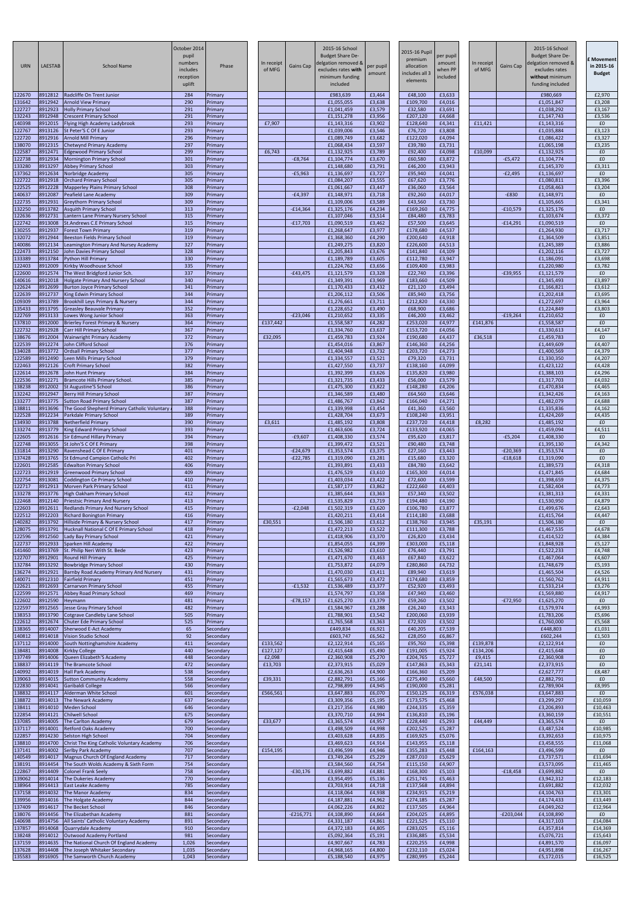| URN | LAESTAB | School Name | October 2014 pupil numbers includes reception uplift | Phase | In receipt of MFG | Gains Cap | 2015-16 School Budget Share De-delgation removed & excludes rates with minimum funding included | per pupil amount | 2015-16 Pupil premium allocation includes all 3 elements | per pupil amount when PP included | In receipt of MFG | Gains Cap | 2015-16 School Budget Share De-delgation removed & excludes rates without minimum funding included | £ Movement in 2015-16 Budget |
|---|---|---|---|---|---|---|---|---|---|---|---|---|---|---|
| 122670 | 8912812 | Radcliffe On Trent Junior | 284 | Primary | | | £983,639 | £3,464 | £48,100 | £3,633 | | | £980,669 | £2,970 |
| 131642 | 8912942 | Arnold View Primary | 290 | Primary | | | £1,055,055 | £3,638 | £109,700 | £4,016 | | | £1,051,847 | £3,208 |
| 122727 | 8912923 | Holly Primary School | 291 | Primary | | | £1,041,459 | £3,579 | £32,580 | £3,691 | | | £1,038,292 | £3,167 |
| 132243 | 8912948 | Crescent Primary School | 291 | Primary | | | £1,151,278 | £3,956 | £207,120 | £4,668 | | | £1,147,743 | £3,536 |
| 140398 | 8912015 | Flying High Academy Ladybrook | 293 | Primary | £7,907 | | £1,143,316 | £3,902 | £128,640 | £4,341 | £11,421 | | £1,143,316 | £0 |
| 122767 | 8913126 | St Peter'S C Of E Junior | 293 | Primary | | | £1,039,006 | £3,546 | £76,720 | £3,808 | | | £1,035,884 | £3,123 |
| 122720 | 8912916 | Arnold Mill Primary | 296 | Primary | | | £1,089,749 | £3,682 | £122,020 | £4,094 | | | £1,086,422 | £3,327 |
| 138070 | 8912315 | Chetwynd Primary Academy | 297 | Primary | | | £1,068,434 | £3,597 | £39,780 | £3,731 | | | £1,065,198 | £3,235 |
| 122587 | 8912471 | Edgewood Primary School | 299 | Primary | £6,743 | | £1,132,925 | £3,789 | £92,400 | £4,098 | £10,099 | | £1,132,925 | £0 |
| 122738 | 8912934 | Mornington Primary School | 301 | Primary | | -£8,764 | £1,104,774 | £3,670 | £60,580 | £3,872 | | -£5,472 | £1,104,774 | £0 |
| 133280 | 8913297 | Abbey Primary School | 303 | Primary | | | £1,148,680 | £3,791 | £46,200 | £3,943 | | | £1,145,370 | £3,311 |
| 137362 | 8912634 | Norbridge Academy | 305 | Primary | | -£5,963 | £1,136,697 | £3,727 | £95,940 | £4,041 | | -£2,495 | £1,136,697 | £0 |
| 122722 | 8912918 | Orchard Primary School | 305 | Primary | | | £1,084,207 | £3,555 | £67,620 | £3,776 | | | £1,080,811 | £3,396 |
| 122525 | 8912228 | Mapperley Plains Primary School | 308 | Primary | | | £1,061,667 | £3,447 | £36,060 | £3,564 | | | £1,058,463 | £3,204 |
| 140637 | 8912087 | Peafield Lane Academy | 309 | Primary | | -£4,397 | £1,148,971 | £3,718 | £92,260 | £4,017 | | -£830 | £1,148,971 | £0 |
| 122735 | 8912931 | Greythorn Primary School | 309 | Primary | | | £1,109,006 | £3,589 | £43,560 | £3,730 | | | £1,105,665 | £3,341 |
| 132250 | 8913782 | Asquith Primary School | 313 | Primary | | -£14,364 | £1,325,176 | £4,234 | £169,260 | £4,775 | | -£10,579 | £1,325,176 | £0 |
| 122636 | 8912731 | Lantern Lane Primary Nursery School | 315 | Primary | | | £1,107,046 | £3,514 | £84,480 | £3,783 | | | £1,103,674 | £3,372 |
| 122742 | 8913008 | St.Andrews C.E Primary School | 315 | Primary | | -£17,703 | £1,090,519 | £3,462 | £57,500 | £3,645 | | -£14,291 | £1,090,519 | £0 |
| 130255 | 8912937 | Forest Town Primary | 319 | Primary | | | £1,268,647 | £3,977 | £178,680 | £4,537 | | | £1,264,930 | £3,717 |
| 132072 | 8912944 | Beeston Fields Primary School | 319 | Primary | | | £1,368,360 | £4,290 | £200,640 | £4,918 | | | £1,364,509 | £3,851 |
| 140086 | 8912134 | Leamington Primary And Nursery Academy | 327 | Primary | | | £1,249,275 | £3,820 | £226,600 | £4,513 | | | £1,245,389 | £3,886 |
| 122473 | 8912150 | John Davies Primary School | 328 | Primary | | | £1,205,843 | £3,676 | £141,840 | £4,109 | | | £1,202,116 | £3,727 |
| 133389 | 8913784 | Python Hill Primary | 330 | Primary | | | £1,189,789 | £3,605 | £112,780 | £3,947 | | | £1,186,091 | £3,698 |
| 122403 | 8912009 | Kirkby Woodhouse School | 335 | Primary | | | £1,224,762 | £3,656 | £109,400 | £3,983 | | | £1,220,980 | £3,782 |
| 122600 | 8912574 | The West Bridgford Junior Sch. | 337 | Primary | | -£43,475 | £1,121,579 | £3,328 | £22,740 | £3,396 | | -£39,955 | £1,121,579 | £0 |
| 140616 | 8912018 | Holgate Primary And Nursery School | 340 | Primary | | | £1,349,391 | £3,969 | £183,660 | £4,509 | | | £1,345,493 | £3,897 |
| 122624 | 8912699 | Burton Joyce Primary School | 341 | Primary | | | £1,170,433 | £3,432 | £21,120 | £3,494 | | | £1,166,821 | £3,612 |
| 122639 | 8912737 | King Edwin Primary School | 344 | Primary | | | £1,206,112 | £3,506 | £85,940 | £3,756 | | | £1,202,418 | £3,695 |
| 109309 | 8913789 | Brookhill Leys Primary & Nursery | 344 | Primary | | | £1,276,661 | £3,711 | £212,820 | £4,330 | | | £1,272,697 | £3,964 |
| 135433 | 8913795 | Greasley Beauvale Primary | 352 | Primary | | | £1,228,652 | £3,490 | £68,900 | £3,686 | | | £1,224,849 | £3,803 |
| 122769 | 8913133 | Lowes Wong Junior School | 363 | Primary | | -£23,046 | £1,210,652 | £3,335 | £46,200 | £3,462 | | -£19,264 | £1,210,652 | £0 |
| 137810 | 8912000 | Brierley Forest Primary & Nursery | 364 | Primary | £137,442 | | £1,558,587 | £4,282 | £253,020 | £4,977 | £141,876 | | £1,558,587 | £0 |
| 122732 | 8912928 | Carr Hill Primary School | 367 | Primary | | | £1,334,760 | £3,637 | £153,720 | £4,056 | | | £1,330,613 | £4,147 |
| 138676 | 8912004 | Wainwright Primary Academy | 372 | Primary | £32,095 | | £1,459,783 | £3,924 | £190,680 | £4,437 | £36,518 | | £1,459,783 | £0 |
| 122539 | 8912274 | John Clifford School | 376 | Primary | | | £1,454,016 | £3,867 | £146,360 | £4,256 | | | £1,449,609 | £4,407 |
| 134028 | 8913772 | Ordsall Primary School | 377 | Primary | | | £1,404,948 | £3,732 | £203,720 | £4,273 | | | £1,400,569 | £4,379 |
| 122589 | 8912490 | Leen Mills Primary School | 379 | Primary | | | £1,334,557 | £3,521 | £79,320 | £3,731 | | | £1,330,350 | £4,207 |
| 122463 | 8912126 | Croft Primary School | 382 | Primary | | | £1,427,550 | £3,737 | £138,160 | £4,099 | | | £1,423,122 | £4,428 |
| 122614 | 8912678 | John Hunt Primary | 384 | Primary | | | £1,392,399 | £3,626 | £135,820 | £3,980 | | | £1,388,103 | £4,296 |
| 122536 | 8912271 | Bramcote Hills Primary School. | 385 | Primary | | | £1,321,735 | £3,433 | £56,000 | £3,579 | | | £1,317,703 | £4,032 |
| 138238 | 8912002 | St Augustine'S School | 386 | Primary | | | £1,475,300 | £3,822 | £148,280 | £4,206 | | | £1,470,834 | £4,465 |
| 132242 | 8912947 | Berry Hill Primary School | 387 | Primary | | | £1,346,589 | £3,480 | £64,560 | £3,646 | | | £1,342,426 | £4,163 |
| 133277 | 8913775 | Sutton Road Primary School | 387 | Primary | | | £1,486,767 | £3,842 | £166,040 | £4,271 | | | £1,482,079 | £4,688 |
| 138811 | 8913696 | The Good Shepherd Primary Catholic Voluntary | 388 | Primary | | | £1,339,998 | £3,454 | £41,360 | £3,560 | | | £1,335,836 | £4,162 |
| 122528 | 8912234 | Parkdale Primary School | 389 | Primary | | | £1,428,704 | £3,673 | £108,240 | £3,951 | | | £1,424,269 | £4,435 |
| 134930 | 8913788 | Netherfield Primary | 390 | Primary | £3,611 | | £1,485,192 | £3,808 | £237,720 | £4,418 | £8,282 | | £1,485,192 | £0 |
| 133274 | 8913779 | King Edward Primary School | 393 | Primary | | | £1,463,606 | £3,724 | £133,920 | £4,065 | | | £1,459,094 | £4,511 |
| 122605 | 8912616 | Sir Edmund Hillary Primary | 394 | Primary | | -£9,607 | £1,408,330 | £3,574 | £95,620 | £3,817 | | -£5,204 | £1,408,330 | £0 |
| 122748 | 8913055 | St John'S C Of E Primary | 398 | Primary | | | £1,399,472 | £3,521 | £90,480 | £3,748 | | | £1,395,130 | £4,342 |
| 131814 | 8913290 | Ravenshead C Of E Primary | 401 | Primary | | -£24,679 | £1,353,574 | £3,375 | £27,160 | £3,443 | | -£20,369 | £1,353,574 | £0 |
| 137428 | 8913765 | St Edmund Campion Catholic Pri | 402 | Primary | | -£22,785 | £1,319,090 | £3,281 | £15,680 | £3,320 | | -£18,618 | £1,319,090 | £0 |
| 122601 | 8912585 | Edwalton Primary School | 406 | Primary | | | £1,393,891 | £3,433 | £84,780 | £3,642 | | | £1,389,573 | £4,318 |
| 122723 | 8912919 | Greenwood Primary School | 409 | Primary | | | £1,476,529 | £3,610 | £165,300 | £4,014 | | | £1,471,845 | £4,684 |
| 122754 | 8913081 | Coddington Ce Primary School | 410 | Primary | | | £1,403,034 | £3,422 | £72,600 | £3,599 | | | £1,398,659 | £4,375 |
| 122717 | 8912913 | Morven Park Primary School | 411 | Primary | | | £1,587,177 | £3,862 | £222,660 | £4,403 | | | £1,582,404 | £4,773 |
| 133278 | 8913776 | High Oakham Primary School | 412 | Primary | | | £1,385,644 | £3,363 | £57,340 | £3,502 | | | £1,381,313 | £4,331 |
| 122468 | 8912140 | Priestsic Primary And Nursery | 413 | Primary | | | £1,535,829 | £3,719 | £194,480 | £4,190 | | | £1,530,950 | £4,879 |
| 122603 | 8912611 | Redlands Primary And Nursery School | 415 | Primary | | -£2,048 | £1,502,319 | £3,620 | £106,780 | £3,877 | | | £1,499,676 | £2,643 |
| 122512 | 8912203 | Richard Bonington Primary | 416 | Primary | | | £1,420,211 | £3,414 | £114,180 | £3,688 | | | £1,415,764 | £4,447 |
| 140282 | 8913792 | Hillside Primary & Nursery School | 417 | Primary | £30,551 | | £1,506,180 | £3,612 | £138,760 | £3,945 | £35,191 | | £1,506,180 | £0 |
| 128075 | 8913791 | Hucknall National C Of E Primary School | 418 | Primary | | | £1,472,213 | £3,522 | £111,300 | £3,788 | | | £1,467,535 | £4,678 |
| 122596 | 8912560 | Lady Bay Primary School | 421 | Primary | | | £1,418,906 | £3,370 | £26,820 | £3,434 | | | £1,414,522 | £4,384 |
| 122737 | 8912933 | Sparken Hill Academy | 422 | Primary | | | £1,854,055 | £4,399 | £303,000 | £5,118 | | | £1,848,928 | £5,127 |
| 141460 | 8913769 | St. Philip Neri With St. Bede | 423 | Primary | | | £1,526,982 | £3,610 | £76,440 | £3,791 | | | £1,522,233 | £4,748 |
| 122707 | 8912901 | Round Hill Primary | 425 | Primary | | | £1,471,670 | £3,463 | £67,840 | £3,622 | | | £1,467,064 | £4,607 |
| 132784 | 8913292 | Bowbridge Primary School | 430 | Primary | | | £1,753,872 | £4,079 | £280,860 | £4,732 | | | £1,748,679 | £5,193 |
| 136274 | 8912921 | Barnby Road Academy Primary And Nursery | 431 | Primary | | | £1,470,030 | £3,411 | £89,940 | £3,619 | | | £1,465,504 | £4,526 |
| 140071 | 8912310 | Fairfield Primary | 451 | Primary | | | £1,565,673 | £3,472 | £174,680 | £3,859 | | | £1,560,762 | £4,911 |
| 122621 | 8912693 | Carnarvon Primary School | 455 | Primary | | -£1,532 | £1,536,489 | £3,377 | £52,920 | £3,493 | | | £1,533,214 | £3,276 |
| 122599 | 8912571 | Abbey Road Primary School | 469 | Primary | | | £1,574,797 | £3,358 | £47,940 | £3,460 | | | £1,569,880 | £4,917 |
| 122602 | 8912590 | Heymann | 481 | Primary | | -£78,157 | £1,625,270 | £3,379 | £59,260 | £3,502 | | -£72,950 | £1,625,270 | £0 |
| 122597 | 8912565 | Jesse Gray Primary School | 482 | Primary | | | £1,584,967 | £3,288 | £26,240 | £3,343 | | | £1,579,974 | £4,993 |
| 138353 | 8913790 | Cotgrave Candleby Lane School | 505 | Primary | | | £1,788,901 | £3,542 | £200,060 | £3,939 | | | £1,783,206 | £5,696 |
| 122612 | 8912674 | Chuter Ede Primary School | 525 | Primary | | | £1,765,568 | £3,363 | £72,920 | £3,502 | | | £1,760,000 | £5,568 |
| 138365 | 8914007 | Sherwood E-Act Academy | 65 | Secondary | | | £449,834 | £6,921 | £40,205 | £7,539 | | | £448,803 | £1,031 |
| 140812 | 8914018 | Vision Studio School | 92 | Secondary | | | £603,747 | £6,562 | £28,050 | £6,867 | | | £602,244 | £1,503 |
| 137112 | 8914000 | South Nottinghamshire Academy | 411 | Secondary | £133,562 | | £2,122,914 | £5,165 | £95,760 | £5,398 | £139,878 | | £2,122,914 | £0 |
| 138481 | 8914008 | Kirkby College | 440 | Secondary | £127,127 | | £2,415,648 | £5,490 | £191,005 | £5,924 | £134,206 | | £2,415,648 | £0 |
| 137749 | 8914006 | Queen Elizabeth'S Academy | 448 | Secondary | £2,098 | | £2,360,908 | £5,270 | £204,765 | £5,727 | £9,415 | | £2,360,908 | £0 |
| 138837 | 8914119 | The Bramcote School | 472 | Secondary | £13,703 | | £2,373,915 | £5,029 | £147,863 | £5,343 | £21,141 | | £2,373,915 | £0 |
| 140992 | 8914019 | Hall Park Academy | 538 | Secondary | | | £2,636,263 | £4,900 | £166,360 | £5,209 | | | £2,627,777 | £8,487 |
| 139063 | 8914015 | Sutton Community Academy | 558 | Secondary | £39,331 | | £2,882,791 | £5,166 | £275,490 | £5,660 | £48,500 | | £2,882,791 | £0 |
| 122830 | 8914041 | Garibaldi College | 566 | Secondary | | | £2,798,899 | £4,945 | £190,000 | £5,281 | | | £2,789,904 | £8,995 |
| 138832 | 8914117 | Alderman White School | 601 | Secondary | £566,561 | | £3,647,883 | £6,070 | £150,125 | £6,319 | £576,038 | | £3,647,883 | £0 |
| 138872 | 8914013 | The Newark Academy | 637 | Secondary | | | £3,309,356 | £5,195 | £173,575 | £5,468 | | | £3,299,297 | £10,059 |
| 138411 | 8914010 | Meden School | 646 | Secondary | | | £3,217,356 | £4,980 | £244,335 | £5,359 | | | £3,206,893 | £10,463 |
| 122854 | 8914121 | Chilwell School | 675 | Secondary | | | £3,370,710 | £4,994 | £136,810 | £5,196 | | | £3,360,159 | £10,551 |
| 137085 | 8914005 | The Carlton Academy | 679 | Secondary | £33,677 | | £3,365,574 | £4,957 | £228,440 | £5,293 | £44,449 | | £3,365,574 | £0 |
| 137117 | 8914001 | Retford Oaks Academy | 700 | Secondary | | | £3,498,509 | £4,998 | £202,525 | £5,287 | | | £3,487,524 | £10,985 |
| 122857 | 8914230 | Selston High School | 704 | Secondary | | | £3,403,628 | £4,835 | £169,925 | £5,076 | | | £3,392,653 | £10,975 |
| 138810 | 8914700 | Christ The King Catholic Voluntary Academy | 706 | Secondary | | | £3,469,623 | £4,914 | £143,955 | £5,118 | | | £3,458,555 | £11,068 |
| 137141 | 8914002 | Serlby Park Academy | 707 | Secondary | £154,195 | | £3,496,599 | £4,946 | £355,283 | £5,448 | £164,163 | | £3,496,599 | £0 |
| 140549 | 8914017 | Magnus Church Of England Academy | 717 | Secondary | | | £3,749,264 | £5,229 | £287,010 | £5,629 | | | £3,737,571 | £11,694 |
| 138191 | 8914454 | The South Wolds Academy & Sixth Form | 754 | Secondary | | | £3,584,560 | £4,754 | £115,150 | £4,907 | | | £3,573,095 | £11,465 |
| 122867 | 8914409 | Colonel Frank Seely | 758 | Secondary | | -£30,176 | £3,699,882 | £4,881 | £168,300 | £5,103 | | -£18,458 | £3,699,882 | £0 |
| 139062 | 8914014 | The Dukeries Academy | 770 | Secondary | | | £3,954,495 | £5,136 | £251,745 | £5,463 | | | £3,942,312 | £12,183 |
| 138964 | 8914413 | East Leake Academy | 785 | Secondary | | | £3,703,914 | £4,718 | £137,568 | £4,894 | | | £3,691,882 | £12,032 |
| 137158 | 8914032 | The Manor Academy | 834 | Secondary | | | £4,118,064 | £4,938 | £234,915 | £5,219 | | | £4,104,763 | £13,301 |
| 139956 | 8914016 | The Holgate Academy | 844 | Secondary | | | £4,187,881 | £4,962 | £274,185 | £5,287 | | | £4,174,433 | £13,449 |
| 137409 | 8914617 | The Becket School | 846 | Secondary | | | £4,062,226 | £4,802 | £137,505 | £4,964 | | | £4,049,262 | £12,964 |
| 138076 | 8914456 | The Elizabethan Academy | 881 | Secondary | | -£216,771 | £4,108,890 | £4,664 | £204,025 | £4,895 | | -£203,044 | £4,108,890 | £0 |
| 140698 | 8914756 | All Saints' Catholic Voluntary Academy | 891 | Secondary | | | £4,331,187 | £4,861 | £221,525 | £5,110 | | | £4,317,103 | £14,084 |
| 137857 | 8914068 | Quarrydale Academy | 910 | Secondary | | | £4,372,183 | £4,805 | £283,025 | £5,116 | | | £4,357,814 | £14,369 |
| 138248 | 8914012 | Outwood Academy Portland | 981 | Secondary | | | £5,092,364 | £5,191 | £336,885 | £5,534 | | | £5,076,721 | £15,643 |
| 137159 | 8914635 | The National Church Of England Academy | 1,026 | Secondary | | | £4,907,667 | £4,783 | £220,255 | £4,998 | | | £4,891,570 | £16,097 |
| 137628 | 8914408 | The Joseph Whitaker Secondary | 1,035 | Secondary | | | £4,968,165 | £4,800 | £232,110 | £5,024 | | | £4,951,898 | £16,267 |
| 135583 | 8916905 | The Samworth Church Academy | 1,043 | Secondary | | | £5,188,540 | £4,975 | £280,995 | £5,244 | | | £5,172,015 | £16,525 |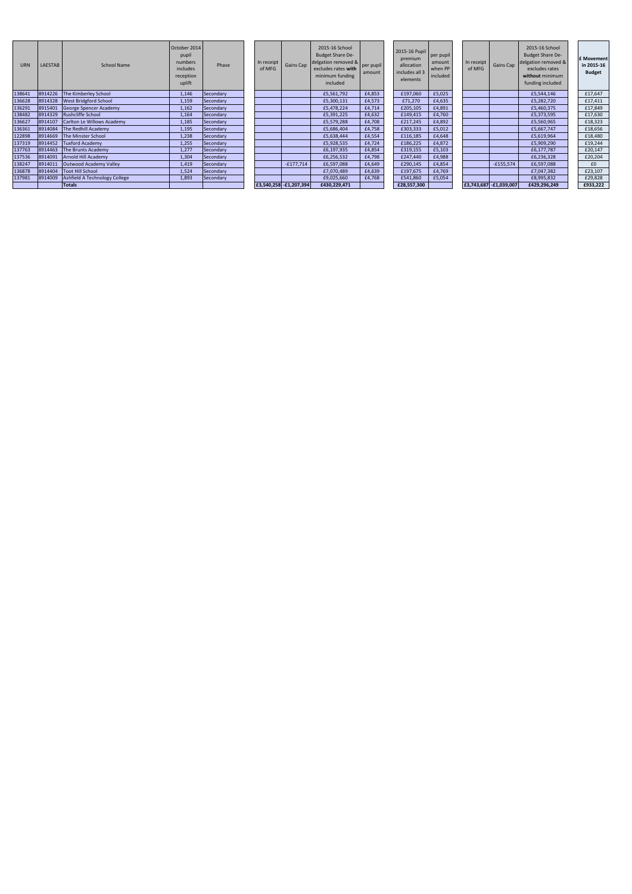| URN | LAESTAB | School Name | October 2014 pupil numbers includes reception uplift | Phase | In receipt of MFG | Gains Cap | 2015-16 School Budget Share De-delgation removed & excludes rates **with** minimum funding included | per pupil amount | 2015-16 Pupil premium allocation includes all 3 elements | per pupil amount when PP included | In receipt of MFG | Gains Cap | 2015-16 School Budget Share De-delgation removed & excludes rates **without** minimum funding included | **£ Movement in 2015-16 Budget** |
|---|---|---|---|---|---|---|---|---|---|---|---|---|---|---|
| 138641 | 8914226 | The Kimberley School | 1,146 | Secondary | | | £5,561,792 | £4,853 | £197,060 | £5,025 | | | £5,544,146 | £17,647 |
| 136628 | 8914328 | West Bridgford School | 1,159 | Secondary | | | £5,300,131 | £4,573 | £71,270 | £4,635 | | | £5,282,720 | £17,411 |
| 136291 | 8915401 | George Spencer Academy | 1,162 | Secondary | | | £5,478,224 | £4,714 | £205,105 | £4,891 | | | £5,460,375 | £17,849 |
| 138482 | 8914329 | Rushcliffe School | 1,164 | Secondary | | | £5,391,225 | £4,632 | £149,415 | £4,760 | | | £5,373,595 | £17,630 |
| 136627 | 8914107 | Carlton Le Willows Academy | 1,185 | Secondary | | | £5,579,288 | £4,708 | £217,245 | £4,892 | | | £5,560,965 | £18,323 |
| 136361 | 8914084 | The Redhill Academy | 1,195 | Secondary | | | £5,686,404 | £4,758 | £303,333 | £5,012 | | | £5,667,747 | £18,656 |
| 122898 | 8914669 | The Minster School | 1,238 | Secondary | | | £5,638,444 | £4,554 | £116,185 | £4,648 | | | £5,619,964 | £18,480 |
| 137319 | 8914452 | Tuxford Academy | 1,255 | Secondary | | | £5,928,535 | £4,724 | £186,225 | £4,872 | | | £5,909,290 | £19,244 |
| 137763 | 8914463 | The Brunts Academy | 1,277 | Secondary | | | £6,197,935 | £4,854 | £319,155 | £5,103 | | | £6,177,787 | £20,147 |
| 137536 | 8914091 | Arnold Hill Academy | 1,304 | Secondary | | | £6,256,532 | £4,798 | £247,440 | £4,988 | | | £6,236,328 | £20,204 |
| 138247 | 8914011 | Outwood Academy Valley | 1,419 | Secondary | | -£177,714 | £6,597,088 | £4,649 | £290,145 | £4,854 | | -£155,574 | £6,597,088 | £0 |
| 136878 | 8914404 | Toot Hill School | 1,524 | Secondary | | | £7,070,489 | £4,639 | £197,675 | £4,769 | | | £7,047,382 | £23,107 |
| 137981 | 8914009 | Ashfield A Technology College | 1,893 | Secondary | | | £9,025,660 | £4,768 | £541,860 | £5,054 | | | £8,995,832 | £29,828 |
| | | **Totals** | | | **£3,540,258** | **-£1,207,394** | **£430,229,471** | | **£28,557,300** | | **£3,743,687** | **-£1,039,007** | **£429,296,249** | **£933,222** |